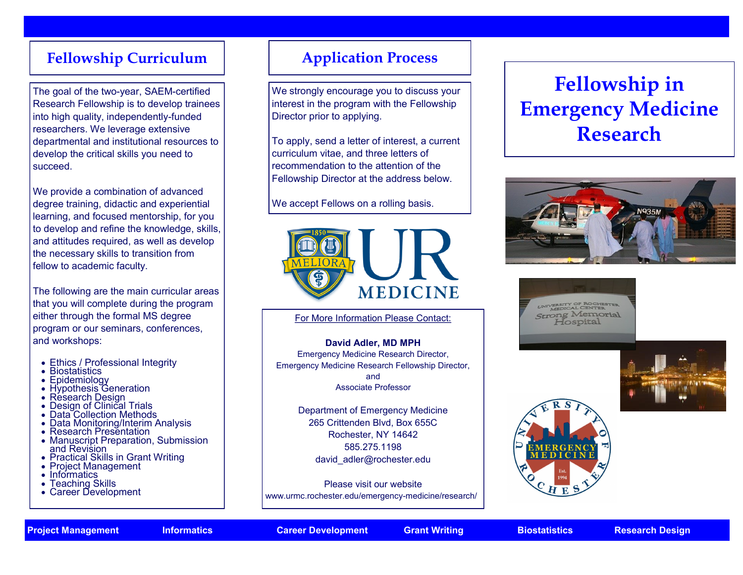# Fellowship in Emergency Medicine Research

## Fellowship Curriculum

The goal of the two-year, SAEM-certified Research Fellowship is to develop trainees into high quality, independently-funded researchers. We leverage extensive departmental and institutional resources to develop the critical skills you need to succeed.

We provide a combination of advanced degree training, didactic and experiential learning, and focused mentorship, for you to develop and refine the knowledge, skills, and attitudes required, as well as develop the necessary skills to transition from fellow to academic faculty.

The following are the main curricular areas that you will complete during the program either through the formal MS degree program or our seminars, conferences, and workshops:

- Ethics / Professional Integrity
- Biostatistics
- Epidemiology
- Hypothesis Generation
- Research Design
- Design of Clinical Trials
- Data Collection Methods
- Data Monitoring/Interim Analysis
- Research Presentation
- Manuscript Preparation, Submission and Revision
- Practical Skills in Grant Writing
- Project Management
- Informatics
- Teaching Skills
- Career Development

## Application Process

We strongly encourage you to discuss your interest in the program with the Fellowship Director prior to applying.

To apply, send a letter of interest, a current curriculum vitae, and three letters of recommendation to the attention of the Fellowship Director at the address below.

We accept Fellows on a rolling basis.

UR MEDICINE

For More Information Please Contact:

**David Adler, MD MPH**
Emergency Medicine Research Director,
Emergency Medicine Research Fellowship Director,
and
Associate Professor

Department of Emergency Medicine
265 Crittenden Blvd, Box 655C
Rochester, NY 14642
585.275.1198
david_adler@rochester.edu

Please visit our website
www.urmc.rochester.edu/emergency-medicine/research/

**Project Management** | **Informatics** | **Career Development** | **Grant Writing** | **Biostatistics** | **Research Design**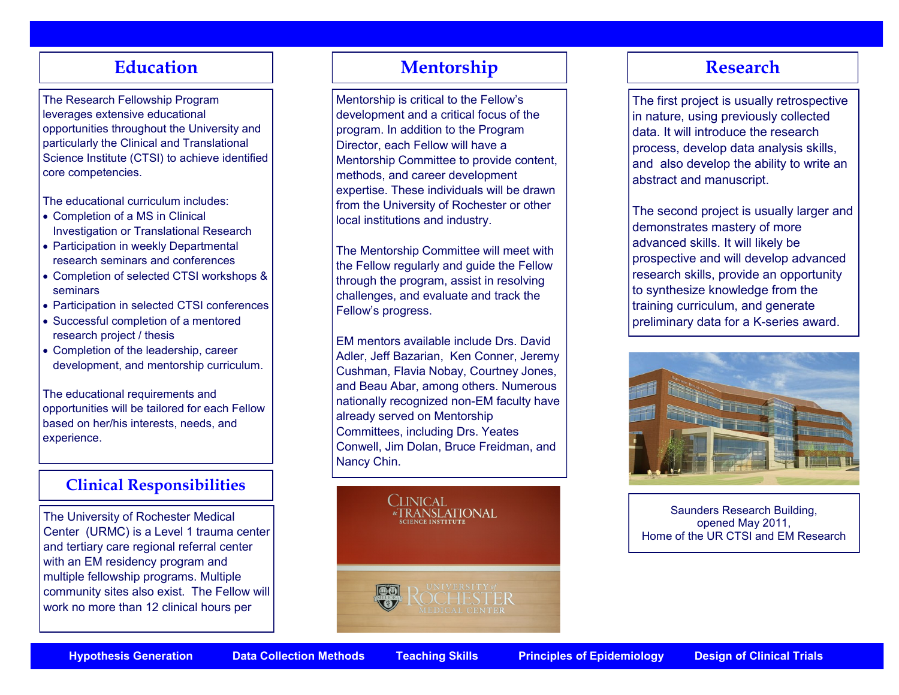## Education

The Research Fellowship Program leverages extensive educational opportunities throughout the University and particularly the Clinical and Translational Science Institute (CTSI) to achieve identified core competencies.

The educational curriculum includes:

- Completion of a MS in Clinical Investigation or Translational Research
- Participation in weekly Departmental research seminars and conferences
- Completion of selected CTSI workshops & seminars
- Participation in selected CTSI conferences
- Successful completion of a mentored research project / thesis
- Completion of the leadership, career development, and mentorship curriculum.

The educational requirements and opportunities will be tailored for each Fellow based on her/his interests, needs, and experience.

## Clinical Responsibilities

The University of Rochester Medical Center (URMC) is a Level 1 trauma center and tertiary care regional referral center with an EM residency program and multiple fellowship programs. Multiple community sites also exist. The Fellow will work no more than 12 clinical hours per

## Mentorship

Mentorship is critical to the Fellow's development and a critical focus of the program. In addition to the Program Director, each Fellow will have a Mentorship Committee to provide content, methods, and career development expertise. These individuals will be drawn from the University of Rochester or other local institutions and industry.

The Mentorship Committee will meet with the Fellow regularly and guide the Fellow through the program, assist in resolving challenges, and evaluate and track the Fellow's progress.

EM mentors available include Drs. David Adler, Jeff Bazarian, Ken Conner, Jeremy Cushman, Flavia Nobay, Courtney Jones, and Beau Abar, among others. Numerous nationally recognized non-EM faculty have already served on Mentorship Committees, including Drs. Yeates Conwell, Jim Dolan, Bruce Freidman, and Nancy Chin.

## Research

The first project is usually retrospective in nature, using previously collected data. It will introduce the research process, develop data analysis skills, and also develop the ability to write an abstract and manuscript.

The second project is usually larger and demonstrates mastery of more advanced skills. It will likely be prospective and will develop advanced research skills, provide an opportunity to synthesize knowledge from the training curriculum, and generate preliminary data for a K-series award.

Saunders Research Building, opened May 2011, Home of the UR CTSI and EM Research

**Hypothesis Generation** **Data Collection Methods** **Teaching Skills** **Principles of Epidemiology** **Design of Clinical Trials**